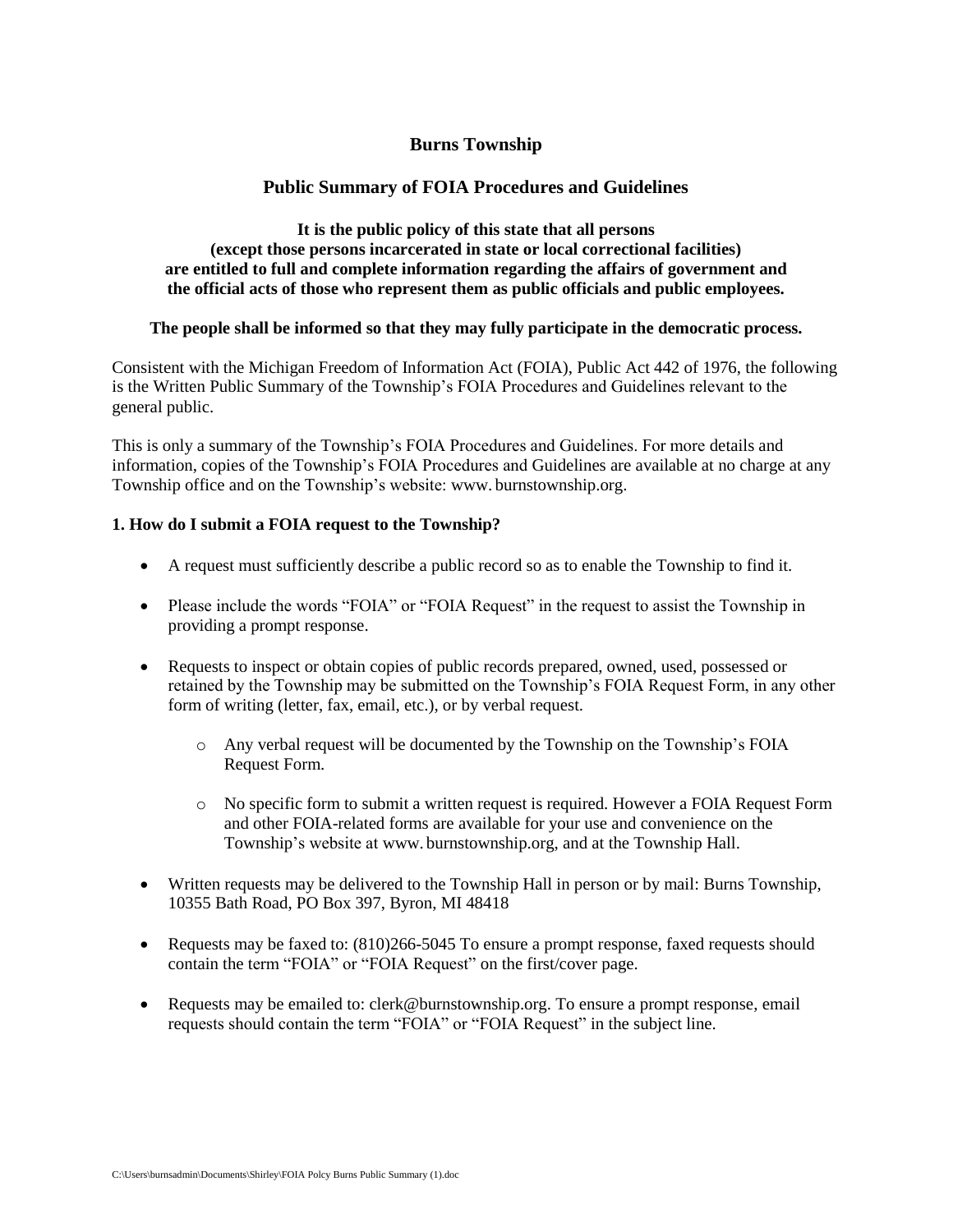# Burns Township

## Public Summary of FOIA Procedures and Guidelines

**It is the public policy of this state that all persons (except those persons incarcerated in state or local correctional facilities) are entitled to full and complete information regarding the affairs of government and the official acts of those who represent them as public officials and public employees.**

**The people shall be informed so that they may fully participate in the democratic process.**

Consistent with the Michigan Freedom of Information Act (FOIA), Public Act 442 of 1976, the following is the Written Public Summary of the Township's FOIA Procedures and Guidelines relevant to the general public.

This is only a summary of the Township's FOIA Procedures and Guidelines. For more details and information, copies of the Township's FOIA Procedures and Guidelines are available at no charge at any Township office and on the Township's website: www. burnstownship.org.

### 1. How do I submit a FOIA request to the Township?

- A request must sufficiently describe a public record so as to enable the Township to find it.
- Please include the words "FOIA" or "FOIA Request" in the request to assist the Township in providing a prompt response.
- Requests to inspect or obtain copies of public records prepared, owned, used, possessed or retained by the Township may be submitted on the Township's FOIA Request Form, in any other form of writing (letter, fax, email, etc.), or by verbal request.
  - Any verbal request will be documented by the Township on the Township's FOIA Request Form.
  - No specific form to submit a written request is required. However a FOIA Request Form and other FOIA-related forms are available for your use and convenience on the Township's website at www. burnstownship.org, and at the Township Hall.
- Written requests may be delivered to the Township Hall in person or by mail: Burns Township, 10355 Bath Road, PO Box 397, Byron, MI 48418
- Requests may be faxed to: (810)266-5045 To ensure a prompt response, faxed requests should contain the term "FOIA" or "FOIA Request" on the first/cover page.
- Requests may be emailed to: clerk@burnstownship.org. To ensure a prompt response, email requests should contain the term "FOIA" or "FOIA Request" in the subject line.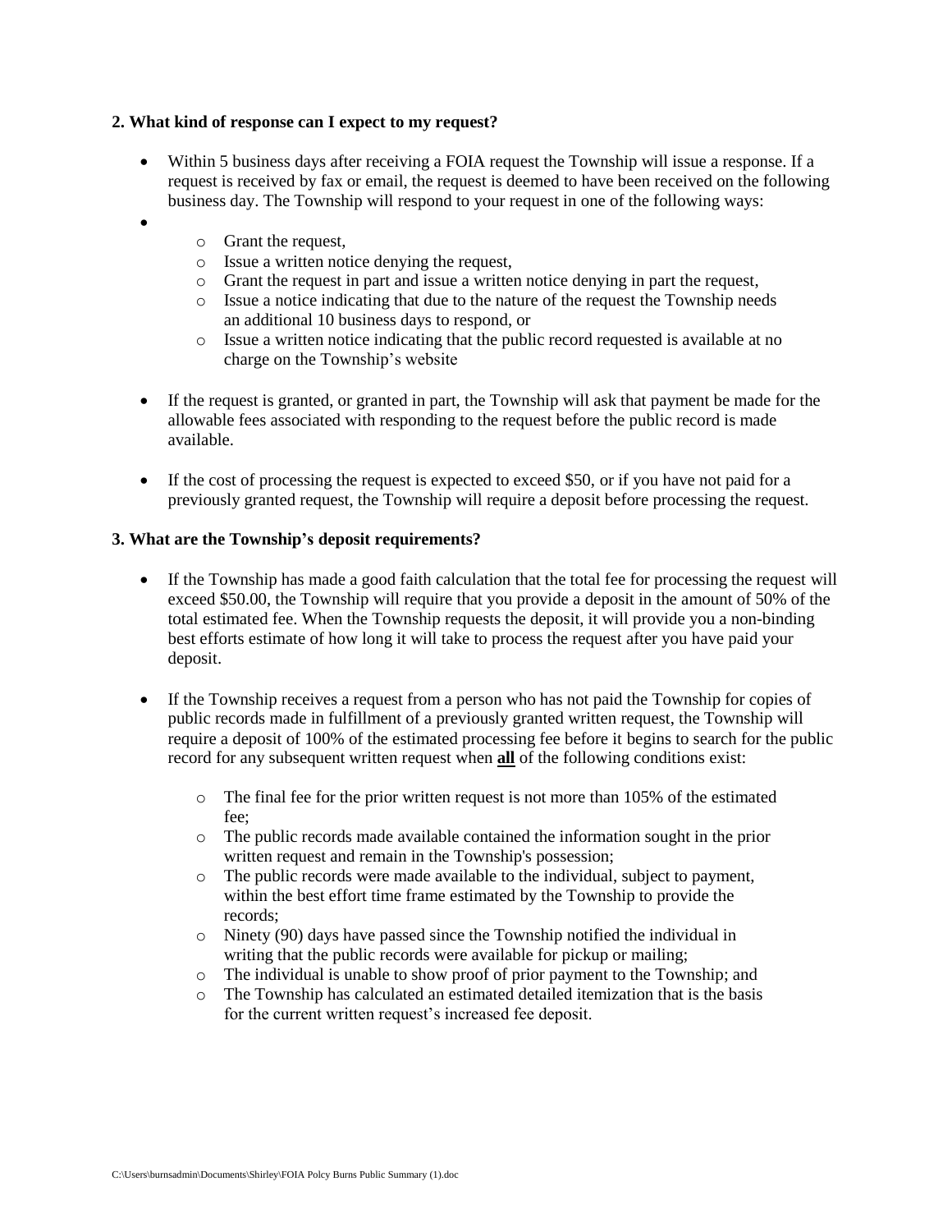**2. What kind of response can I expect to my request?**

- Within 5 business days after receiving a FOIA request the Township will issue a response. If a request is received by fax or email, the request is deemed to have been received on the following business day. The Township will respond to your request in one of the following ways:
  - Grant the request,
  - Issue a written notice denying the request,
  - Grant the request in part and issue a written notice denying in part the request,
  - Issue a notice indicating that due to the nature of the request the Township needs an additional 10 business days to respond, or
  - Issue a written notice indicating that the public record requested is available at no charge on the Township's website

- If the request is granted, or granted in part, the Township will ask that payment be made for the allowable fees associated with responding to the request before the public record is made available.

- If the cost of processing the request is expected to exceed $50, or if you have not paid for a previously granted request, the Township will require a deposit before processing the request.

**3. What are the Township's deposit requirements?**

- If the Township has made a good faith calculation that the total fee for processing the request will exceed $50.00, the Township will require that you provide a deposit in the amount of 50% of the total estimated fee. When the Township requests the deposit, it will provide you a non-binding best efforts estimate of how long it will take to process the request after you have paid your deposit.

- If the Township receives a request from a person who has not paid the Township for copies of public records made in fulfillment of a previously granted written request, the Township will require a deposit of 100% of the estimated processing fee before it begins to search for the public record for any subsequent written request when **all** of the following conditions exist:
  - The final fee for the prior written request is not more than 105% of the estimated fee;
  - The public records made available contained the information sought in the prior written request and remain in the Township's possession;
  - The public records were made available to the individual, subject to payment, within the best effort time frame estimated by the Township to provide the records;
  - Ninety (90) days have passed since the Township notified the individual in writing that the public records were available for pickup or mailing;
  - The individual is unable to show proof of prior payment to the Township; and
  - The Township has calculated an estimated detailed itemization that is the basis for the current written request's increased fee deposit.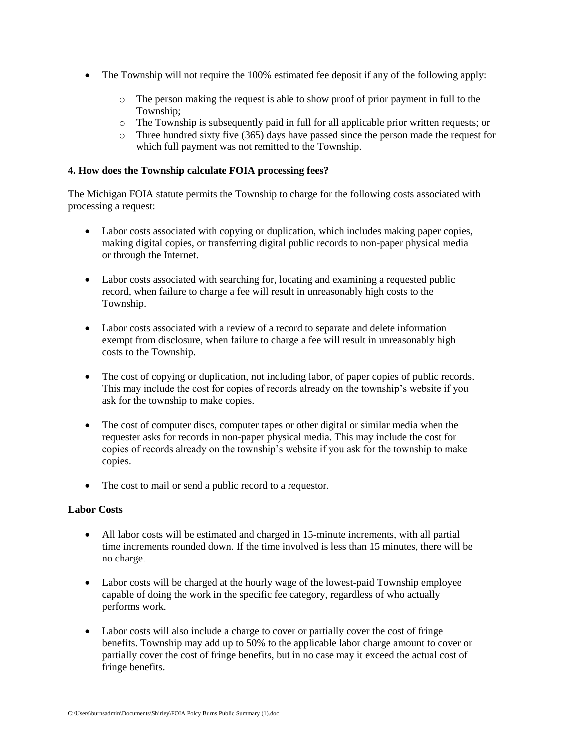- The Township will not require the 100% estimated fee deposit if any of the following apply:
    - The person making the request is able to show proof of prior payment in full to the Township;
    - The Township is subsequently paid in full for all applicable prior written requests; or
    - Three hundred sixty five (365) days have passed since the person made the request for which full payment was not remitted to the Township.

**4. How does the Township calculate FOIA processing fees?**

The Michigan FOIA statute permits the Township to charge for the following costs associated with processing a request:

- Labor costs associated with copying or duplication, which includes making paper copies, making digital copies, or transferring digital public records to non-paper physical media or through the Internet.

- Labor costs associated with searching for, locating and examining a requested public record, when failure to charge a fee will result in unreasonably high costs to the Township.

- Labor costs associated with a review of a record to separate and delete information exempt from disclosure, when failure to charge a fee will result in unreasonably high costs to the Township.

- The cost of copying or duplication, not including labor, of paper copies of public records. This may include the cost for copies of records already on the township's website if you ask for the township to make copies.

- The cost of computer discs, computer tapes or other digital or similar media when the requester asks for records in non-paper physical media. This may include the cost for copies of records already on the township's website if you ask for the township to make copies.

- The cost to mail or send a public record to a requestor.

**Labor Costs**

- All labor costs will be estimated and charged in 15-minute increments, with all partial time increments rounded down. If the time involved is less than 15 minutes, there will be no charge.

- Labor costs will be charged at the hourly wage of the lowest-paid Township employee capable of doing the work in the specific fee category, regardless of who actually performs work.

- Labor costs will also include a charge to cover or partially cover the cost of fringe benefits. Township may add up to 50% to the applicable labor charge amount to cover or partially cover the cost of fringe benefits, but in no case may it exceed the actual cost of fringe benefits.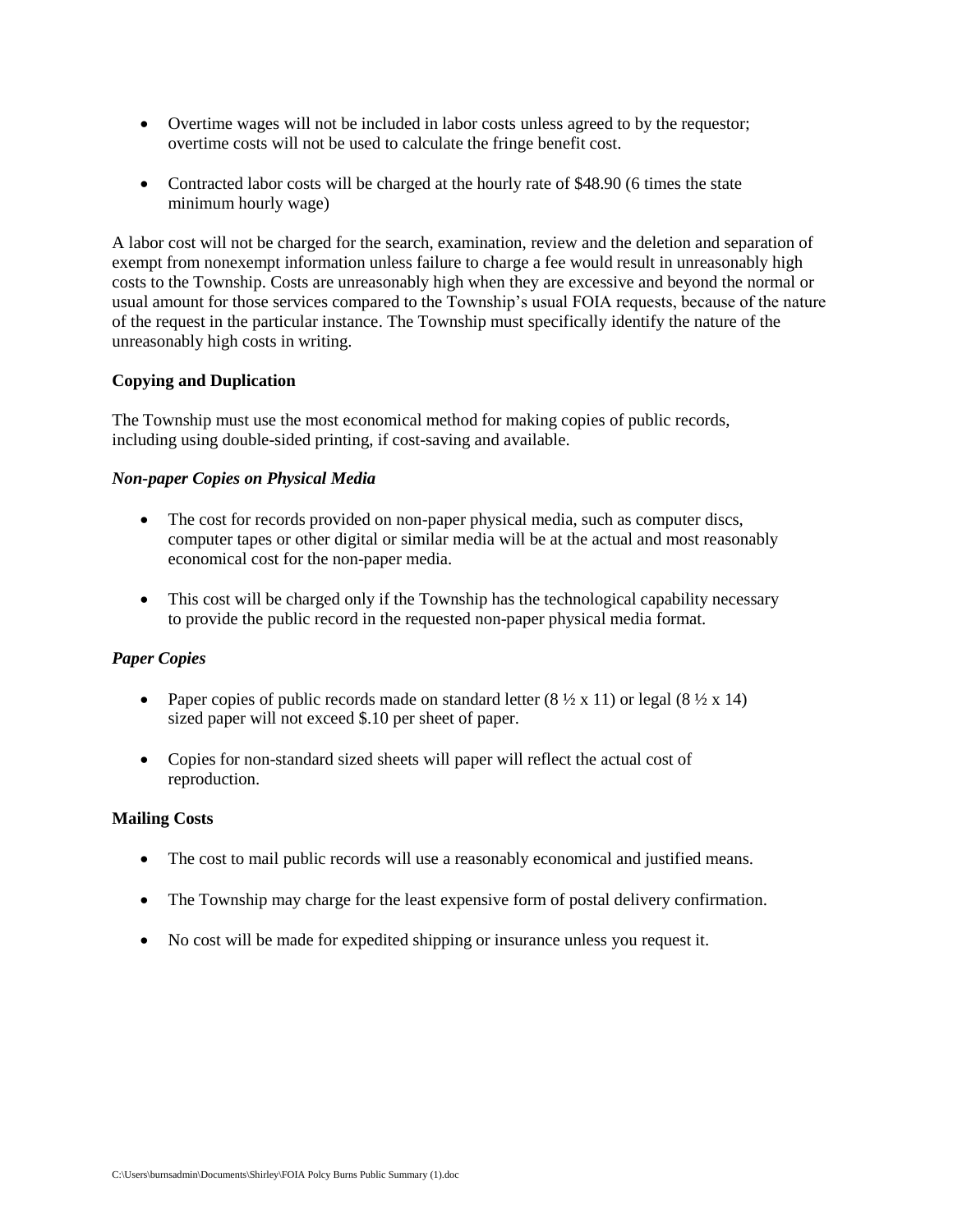- Overtime wages will not be included in labor costs unless agreed to by the requestor; overtime costs will not be used to calculate the fringe benefit cost.
- Contracted labor costs will be charged at the hourly rate of $48.90 (6 times the state minimum hourly wage)

A labor cost will not be charged for the search, examination, review and the deletion and separation of exempt from nonexempt information unless failure to charge a fee would result in unreasonably high costs to the Township. Costs are unreasonably high when they are excessive and beyond the normal or usual amount for those services compared to the Township's usual FOIA requests, because of the nature of the request in the particular instance. The Township must specifically identify the nature of the unreasonably high costs in writing.

**Copying and Duplication**

The Township must use the most economical method for making copies of public records, including using double-sided printing, if cost-saving and available.

***Non-paper Copies on Physical Media***

- The cost for records provided on non-paper physical media, such as computer discs, computer tapes or other digital or similar media will be at the actual and most reasonably economical cost for the non-paper media.
- This cost will be charged only if the Township has the technological capability necessary to provide the public record in the requested non-paper physical media format.

***Paper Copies***

- Paper copies of public records made on standard letter (8 ½ x 11) or legal (8 ½ x 14) sized paper will not exceed $.10 per sheet of paper.
- Copies for non-standard sized sheets will paper will reflect the actual cost of reproduction.

**Mailing Costs**

- The cost to mail public records will use a reasonably economical and justified means.
- The Township may charge for the least expensive form of postal delivery confirmation.
- No cost will be made for expedited shipping or insurance unless you request it.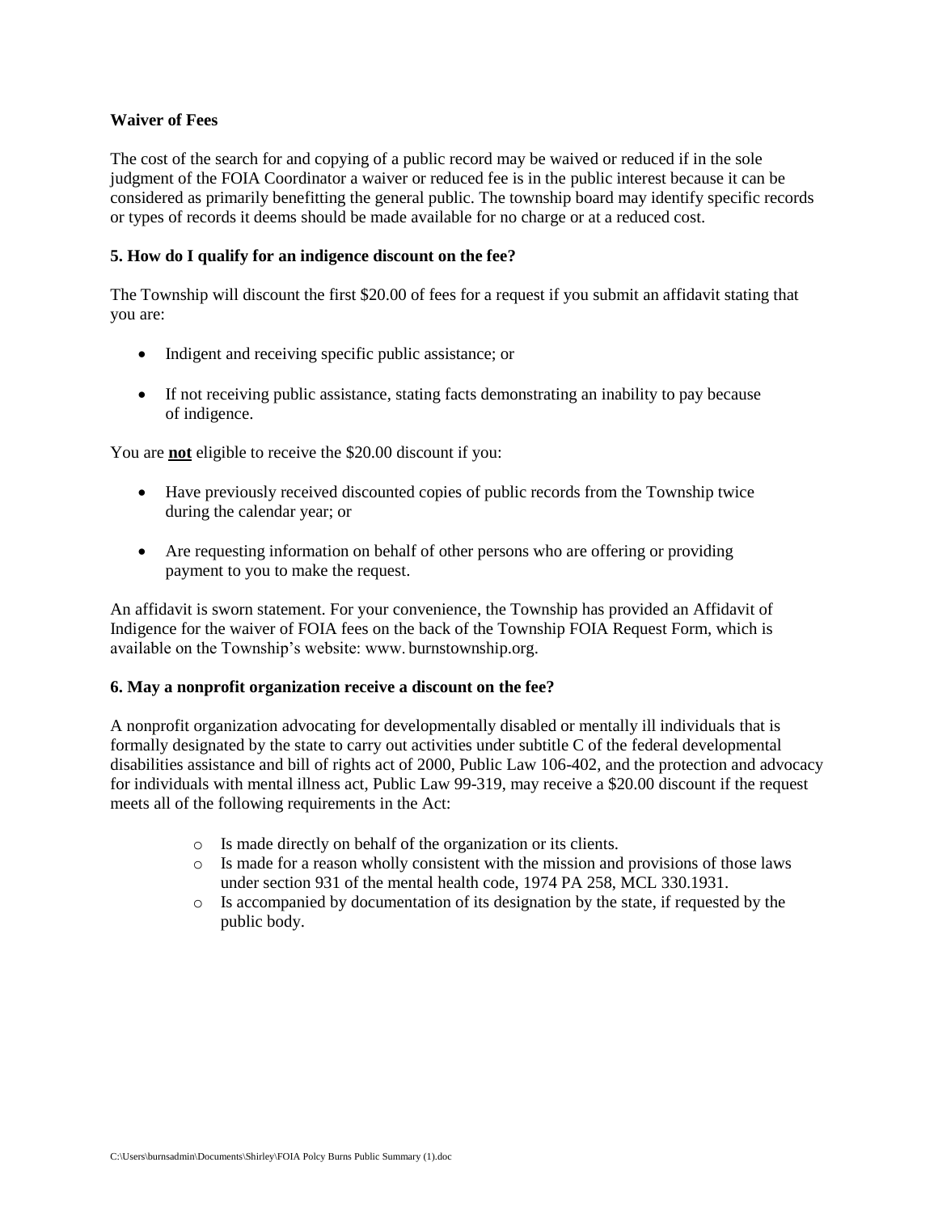**Waiver of Fees**

The cost of the search for and copying of a public record may be waived or reduced if in the sole judgment of the FOIA Coordinator a waiver or reduced fee is in the public interest because it can be considered as primarily benefitting the general public. The township board may identify specific records or types of records it deems should be made available for no charge or at a reduced cost.

**5. How do I qualify for an indigence discount on the fee?**

The Township will discount the first $20.00 of fees for a request if you submit an affidavit stating that you are:

- Indigent and receiving specific public assistance; or
- If not receiving public assistance, stating facts demonstrating an inability to pay because of indigence.

You are **not** eligible to receive the $20.00 discount if you:

- Have previously received discounted copies of public records from the Township twice during the calendar year; or
- Are requesting information on behalf of other persons who are offering or providing payment to you to make the request.

An affidavit is sworn statement. For your convenience, the Township has provided an Affidavit of Indigence for the waiver of FOIA fees on the back of the Township FOIA Request Form, which is available on the Township's website: www. burnstownship.org.

**6. May a nonprofit organization receive a discount on the fee?**

A nonprofit organization advocating for developmentally disabled or mentally ill individuals that is formally designated by the state to carry out activities under subtitle C of the federal developmental disabilities assistance and bill of rights act of 2000, Public Law 106-402, and the protection and advocacy for individuals with mental illness act, Public Law 99-319, may receive a $20.00 discount if the request meets all of the following requirements in the Act:

- Is made directly on behalf of the organization or its clients.
- Is made for a reason wholly consistent with the mission and provisions of those laws under section 931 of the mental health code, 1974 PA 258, MCL 330.1931.
- Is accompanied by documentation of its designation by the state, if requested by the public body.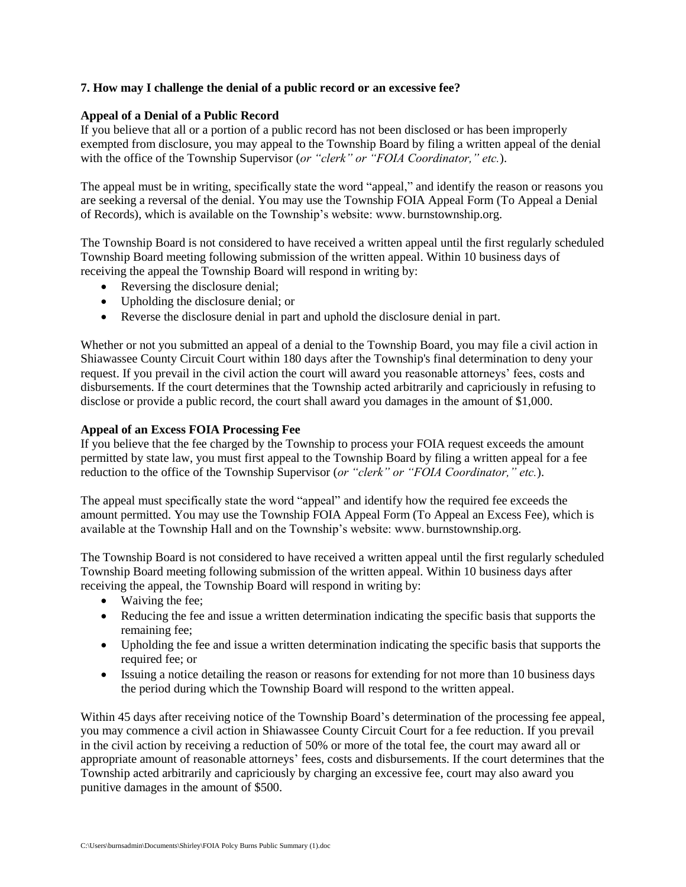### 7. How may I challenge the denial of a public record or an excessive fee?

**Appeal of a Denial of a Public Record**

If you believe that all or a portion of a public record has not been disclosed or has been improperly exempted from disclosure, you may appeal to the Township Board by filing a written appeal of the denial with the office of the Township Supervisor (*or "clerk" or "FOIA Coordinator," etc.*).

The appeal must be in writing, specifically state the word "appeal," and identify the reason or reasons you are seeking a reversal of the denial. You may use the Township FOIA Appeal Form (To Appeal a Denial of Records), which is available on the Township's website: www. burnstownship.org.

The Township Board is not considered to have received a written appeal until the first regularly scheduled Township Board meeting following submission of the written appeal. Within 10 business days of receiving the appeal the Township Board will respond in writing by:

- Reversing the disclosure denial;
- Upholding the disclosure denial; or
- Reverse the disclosure denial in part and uphold the disclosure denial in part.

Whether or not you submitted an appeal of a denial to the Township Board, you may file a civil action in Shiawassee County Circuit Court within 180 days after the Township's final determination to deny your request. If you prevail in the civil action the court will award you reasonable attorneys' fees, costs and disbursements. If the court determines that the Township acted arbitrarily and capriciously in refusing to disclose or provide a public record, the court shall award you damages in the amount of $1,000.

**Appeal of an Excess FOIA Processing Fee**

If you believe that the fee charged by the Township to process your FOIA request exceeds the amount permitted by state law, you must first appeal to the Township Board by filing a written appeal for a fee reduction to the office of the Township Supervisor (*or "clerk" or "FOIA Coordinator," etc.*).

The appeal must specifically state the word "appeal" and identify how the required fee exceeds the amount permitted. You may use the Township FOIA Appeal Form (To Appeal an Excess Fee), which is available at the Township Hall and on the Township's website: www. burnstownship.org.

The Township Board is not considered to have received a written appeal until the first regularly scheduled Township Board meeting following submission of the written appeal. Within 10 business days after receiving the appeal, the Township Board will respond in writing by:

- Waiving the fee;
- Reducing the fee and issue a written determination indicating the specific basis that supports the remaining fee;
- Upholding the fee and issue a written determination indicating the specific basis that supports the required fee; or
- Issuing a notice detailing the reason or reasons for extending for not more than 10 business days the period during which the Township Board will respond to the written appeal.

Within 45 days after receiving notice of the Township Board's determination of the processing fee appeal, you may commence a civil action in Shiawassee County Circuit Court for a fee reduction. If you prevail in the civil action by receiving a reduction of 50% or more of the total fee, the court may award all or appropriate amount of reasonable attorneys' fees, costs and disbursements. If the court determines that the Township acted arbitrarily and capriciously by charging an excessive fee, court may also award you punitive damages in the amount of $500.